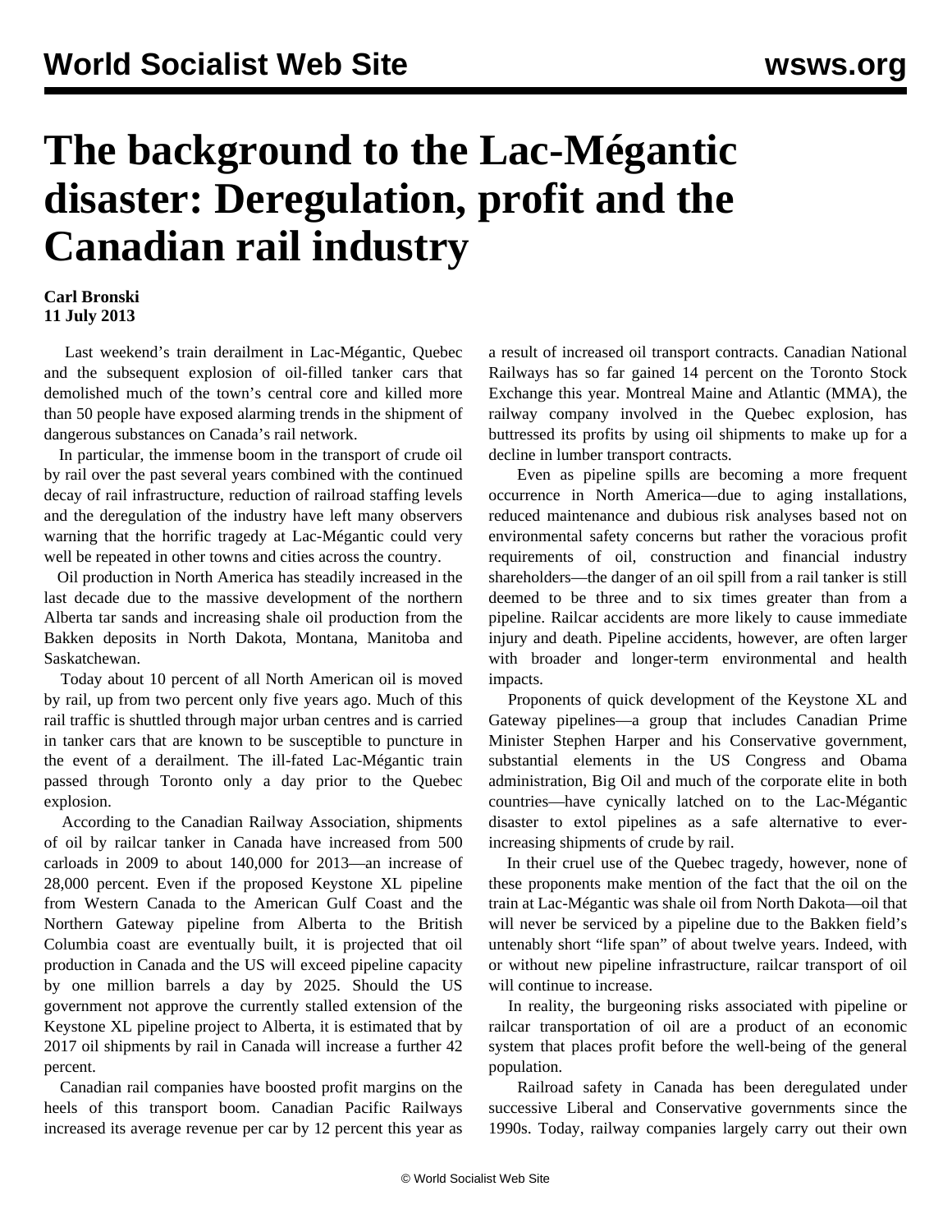# The background to the Lac-Mégantic disaster: Deregulation, profit and the Canadian rail industry

**Carl Bronski**
**11 July 2013**

Last weekend's train derailment in Lac-Mégantic, Quebec and the subsequent explosion of oil-filled tanker cars that demolished much of the town's central core and killed more than 50 people have exposed alarming trends in the shipment of dangerous substances on Canada's rail network.

In particular, the immense boom in the transport of crude oil by rail over the past several years combined with the continued decay of rail infrastructure, reduction of railroad staffing levels and the deregulation of the industry have left many observers warning that the horrific tragedy at Lac-Mégantic could very well be repeated in other towns and cities across the country.

Oil production in North America has steadily increased in the last decade due to the massive development of the northern Alberta tar sands and increasing shale oil production from the Bakken deposits in North Dakota, Montana, Manitoba and Saskatchewan.

Today about 10 percent of all North American oil is moved by rail, up from two percent only five years ago. Much of this rail traffic is shuttled through major urban centres and is carried in tanker cars that are known to be susceptible to puncture in the event of a derailment. The ill-fated Lac-Mégantic train passed through Toronto only a day prior to the Quebec explosion.

According to the Canadian Railway Association, shipments of oil by railcar tanker in Canada have increased from 500 carloads in 2009 to about 140,000 for 2013—an increase of 28,000 percent. Even if the proposed Keystone XL pipeline from Western Canada to the American Gulf Coast and the Northern Gateway pipeline from Alberta to the British Columbia coast are eventually built, it is projected that oil production in Canada and the US will exceed pipeline capacity by one million barrels a day by 2025. Should the US government not approve the currently stalled extension of the Keystone XL pipeline project to Alberta, it is estimated that by 2017 oil shipments by rail in Canada will increase a further 42 percent.

Canadian rail companies have boosted profit margins on the heels of this transport boom. Canadian Pacific Railways increased its average revenue per car by 12 percent this year as a result of increased oil transport contracts. Canadian National Railways has so far gained 14 percent on the Toronto Stock Exchange this year. Montreal Maine and Atlantic (MMA), the railway company involved in the Quebec explosion, has buttressed its profits by using oil shipments to make up for a decline in lumber transport contracts.

Even as pipeline spills are becoming a more frequent occurrence in North America—due to aging installations, reduced maintenance and dubious risk analyses based not on environmental safety concerns but rather the voracious profit requirements of oil, construction and financial industry shareholders—the danger of an oil spill from a rail tanker is still deemed to be three and to six times greater than from a pipeline. Railcar accidents are more likely to cause immediate injury and death. Pipeline accidents, however, are often larger with broader and longer-term environmental and health impacts.

Proponents of quick development of the Keystone XL and Gateway pipelines—a group that includes Canadian Prime Minister Stephen Harper and his Conservative government, substantial elements in the US Congress and Obama administration, Big Oil and much of the corporate elite in both countries—have cynically latched on to the Lac-Mégantic disaster to extol pipelines as a safe alternative to ever-increasing shipments of crude by rail.

In their cruel use of the Quebec tragedy, however, none of these proponents make mention of the fact that the oil on the train at Lac-Mégantic was shale oil from North Dakota—oil that will never be serviced by a pipeline due to the Bakken field's untenably short "life span" of about twelve years. Indeed, with or without new pipeline infrastructure, railcar transport of oil will continue to increase.

In reality, the burgeoning risks associated with pipeline or railcar transportation of oil are a product of an economic system that places profit before the well-being of the general population.

Railroad safety in Canada has been deregulated under successive Liberal and Conservative governments since the 1990s. Today, railway companies largely carry out their own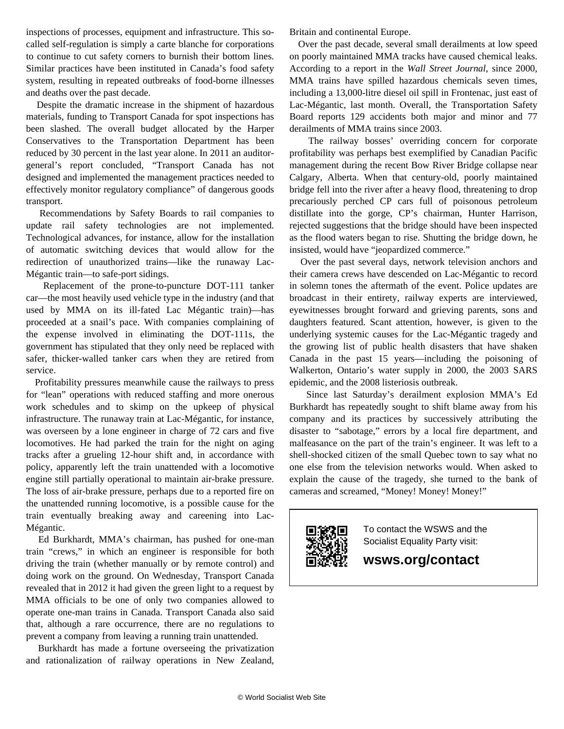inspections of processes, equipment and infrastructure. This so-called self-regulation is simply a carte blanche for corporations to continue to cut safety corners to burnish their bottom lines. Similar practices have been instituted in Canada's food safety system, resulting in repeated outbreaks of food-borne illnesses and deaths over the past decade.

Despite the dramatic increase in the shipment of hazardous materials, funding to Transport Canada for spot inspections has been slashed. The overall budget allocated by the Harper Conservatives to the Transportation Department has been reduced by 30 percent in the last year alone. In 2011 an auditor-general's report concluded, "Transport Canada has not designed and implemented the management practices needed to effectively monitor regulatory compliance" of dangerous goods transport.

Recommendations by Safety Boards to rail companies to update rail safety technologies are not implemented. Technological advances, for instance, allow for the installation of automatic switching devices that would allow for the redirection of unauthorized trains—like the runaway Lac-Mégantic train—to safe-port sidings.

Replacement of the prone-to-puncture DOT-111 tanker car—the most heavily used vehicle type in the industry (and that used by MMA on its ill-fated Lac Mégantic train)—has proceeded at a snail's pace. With companies complaining of the expense involved in eliminating the DOT-111s, the government has stipulated that they only need be replaced with safer, thicker-walled tanker cars when they are retired from service.

Profitability pressures meanwhile cause the railways to press for "lean" operations with reduced staffing and more onerous work schedules and to skimp on the upkeep of physical infrastructure. The runaway train at Lac-Mégantic, for instance, was overseen by a lone engineer in charge of 72 cars and five locomotives. He had parked the train for the night on aging tracks after a grueling 12-hour shift and, in accordance with policy, apparently left the train unattended with a locomotive engine still partially operational to maintain air-brake pressure. The loss of air-brake pressure, perhaps due to a reported fire on the unattended running locomotive, is a possible cause for the train eventually breaking away and careening into Lac-Mégantic.

Ed Burkhardt, MMA's chairman, has pushed for one-man train "crews," in which an engineer is responsible for both driving the train (whether manually or by remote control) and doing work on the ground. On Wednesday, Transport Canada revealed that in 2012 it had given the green light to a request by MMA officials to be one of only two companies allowed to operate one-man trains in Canada. Transport Canada also said that, although a rare occurrence, there are no regulations to prevent a company from leaving a running train unattended.

Burkhardt has made a fortune overseeing the privatization and rationalization of railway operations in New Zealand, Britain and continental Europe.

Over the past decade, several small derailments at low speed on poorly maintained MMA tracks have caused chemical leaks. According to a report in the *Wall Street Journal*, since 2000, MMA trains have spilled hazardous chemicals seven times, including a 13,000-litre diesel oil spill in Frontenac, just east of Lac-Mégantic, last month. Overall, the Transportation Safety Board reports 129 accidents both major and minor and 77 derailments of MMA trains since 2003.

The railway bosses' overriding concern for corporate profitability was perhaps best exemplified by Canadian Pacific management during the recent Bow River Bridge collapse near Calgary, Alberta. When that century-old, poorly maintained bridge fell into the river after a heavy flood, threatening to drop precariously perched CP cars full of poisonous petroleum distillate into the gorge, CP's chairman, Hunter Harrison, rejected suggestions that the bridge should have been inspected as the flood waters began to rise. Shutting the bridge down, he insisted, would have "jeopardized commerce."

Over the past several days, network television anchors and their camera crews have descended on Lac-Mégantic to record in solemn tones the aftermath of the event. Police updates are broadcast in their entirety, railway experts are interviewed, eyewitnesses brought forward and grieving parents, sons and daughters featured. Scant attention, however, is given to the underlying systemic causes for the Lac-Mégantic tragedy and the growing list of public health disasters that have shaken Canada in the past 15 years—including the poisoning of Walkerton, Ontario's water supply in 2000, the 2003 SARS epidemic, and the 2008 listeriosis outbreak.

Since last Saturday's derailment explosion MMA's Ed Burkhardt has repeatedly sought to shift blame away from his company and its practices by successively attributing the disaster to "sabotage," errors by a local fire department, and malfeasance on the part of the train's engineer. It was left to a shell-shocked citizen of the small Quebec town to say what no one else from the television networks would. When asked to explain the cause of the tragedy, she turned to the bank of cameras and screamed, "Money! Money! Money!"

To contact the WSWS and the Socialist Equality Party visit:

**wsws.org/contact**